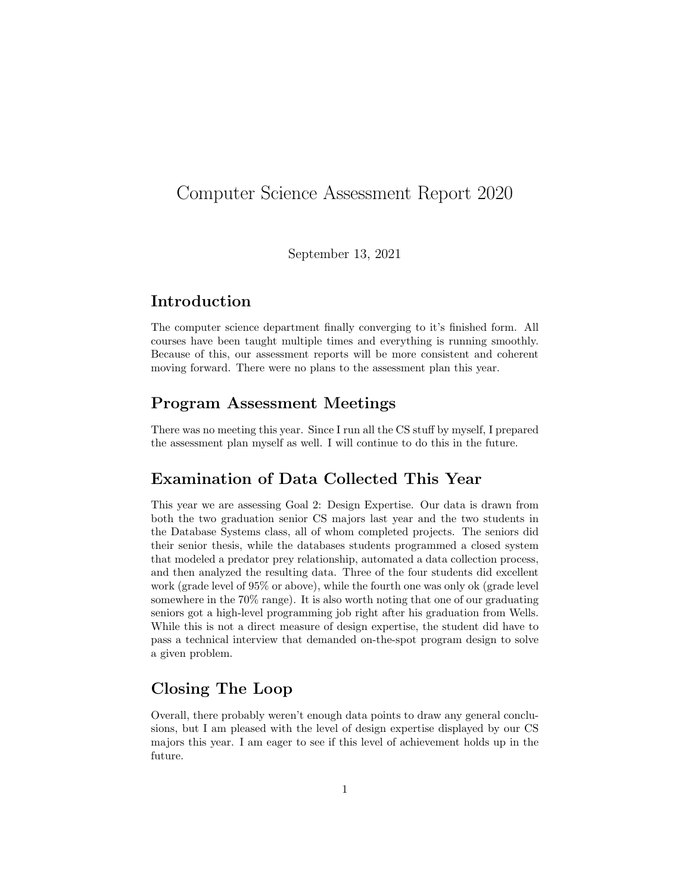# Computer Science Assessment Report 2020

September 13, 2021

## Introduction

The computer science department finally converging to it's finished form. All courses have been taught multiple times and everything is running smoothly. Because of this, our assessment reports will be more consistent and coherent moving forward. There were no plans to the assessment plan this year.

## Program Assessment Meetings

There was no meeting this year. Since I run all the CS stuff by myself, I prepared the assessment plan myself as well. I will continue to do this in the future.

## Examination of Data Collected This Year

This year we are assessing Goal 2: Design Expertise. Our data is drawn from both the two graduation senior CS majors last year and the two students in the Database Systems class, all of whom completed projects. The seniors did their senior thesis, while the databases students programmed a closed system that modeled a predator prey relationship, automated a data collection process, and then analyzed the resulting data. Three of the four students did excellent work (grade level of 95% or above), while the fourth one was only ok (grade level somewhere in the 70% range). It is also worth noting that one of our graduating seniors got a high-level programming job right after his graduation from Wells. While this is not a direct measure of design expertise, the student did have to pass a technical interview that demanded on-the-spot program design to solve a given problem.

## Closing The Loop

Overall, there probably weren't enough data points to draw any general conclusions, but I am pleased with the level of design expertise displayed by our CS majors this year. I am eager to see if this level of achievement holds up in the future.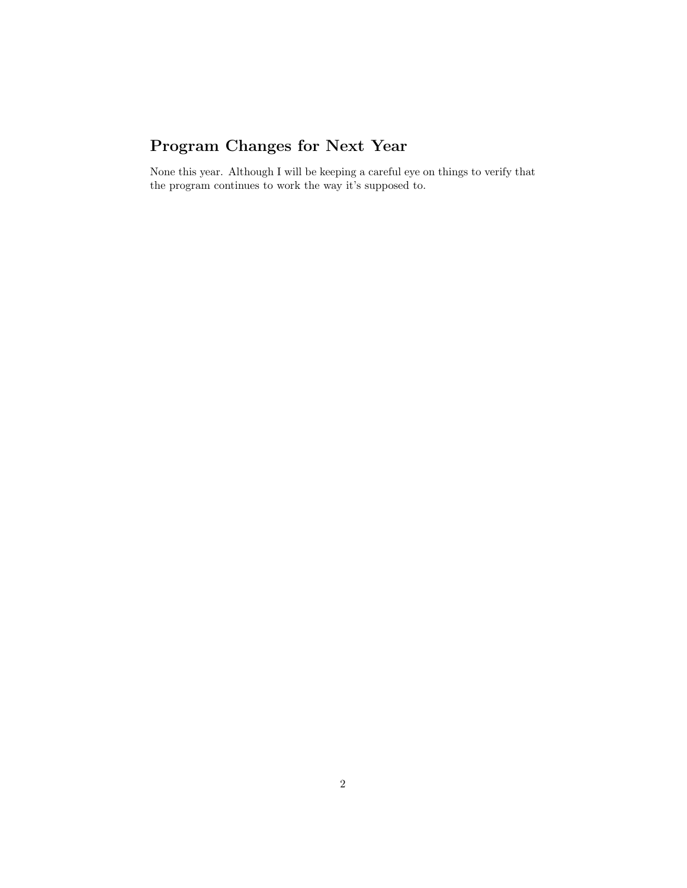## Program Changes for Next Year

None this year. Although I will be keeping a careful eye on things to verify that the program continues to work the way it's supposed to.